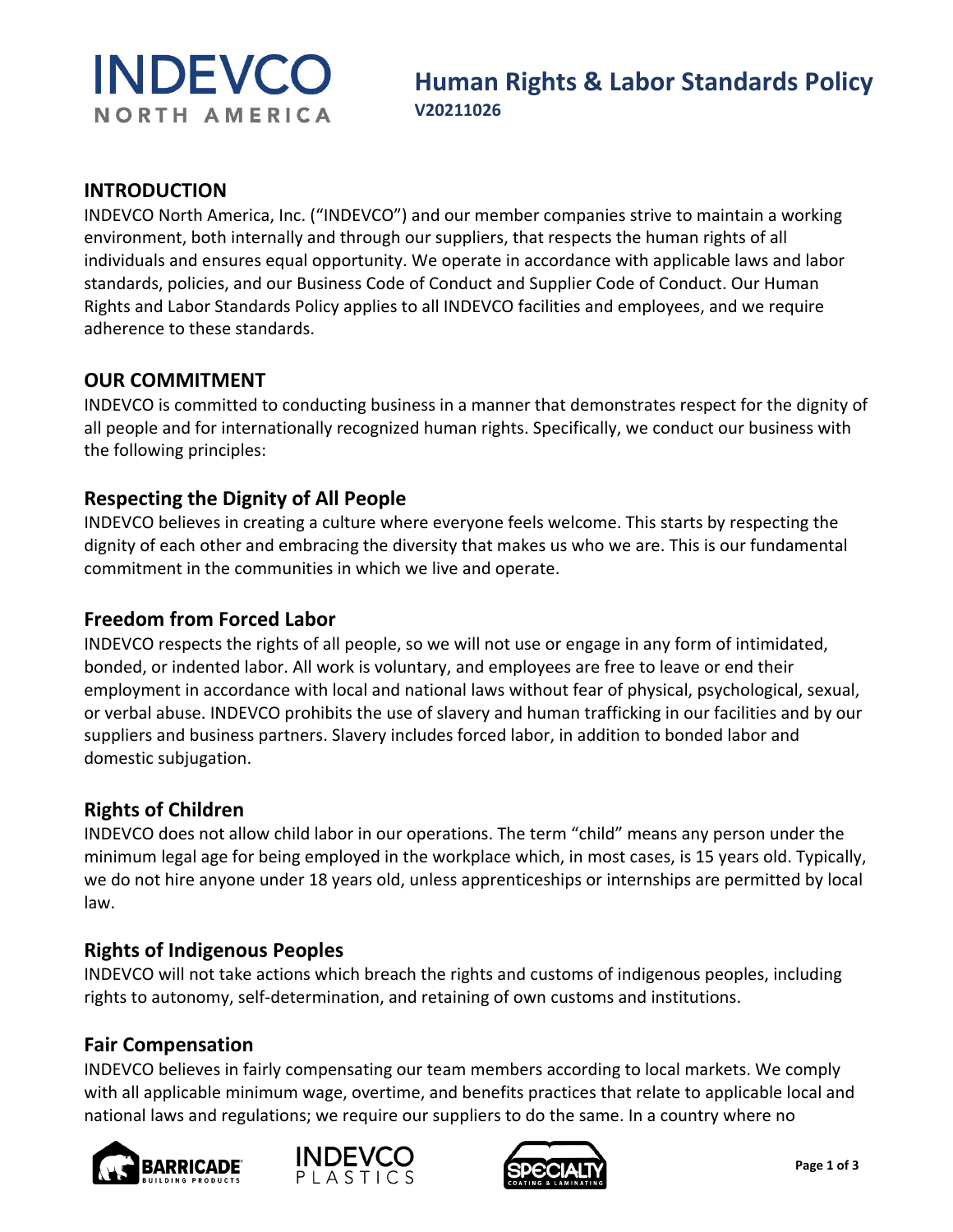# Human Rights & Labor Standards Policy

**V20211026**

## INTRODUCTION

INDEVCO North America, Inc. ("INDEVCO") and our member companies strive to maintain a working environment, both internally and through our suppliers, that respects the human rights of all individuals and ensures equal opportunity. We operate in accordance with applicable laws and labor standards, policies, and our Business Code of Conduct and Supplier Code of Conduct. Our Human Rights and Labor Standards Policy applies to all INDEVCO facilities and employees, and we require adherence to these standards.

## OUR COMMITMENT

INDEVCO is committed to conducting business in a manner that demonstrates respect for the dignity of all people and for internationally recognized human rights. Specifically, we conduct our business with the following principles:

### Respecting the Dignity of All People

INDEVCO believes in creating a culture where everyone feels welcome. This starts by respecting the dignity of each other and embracing the diversity that makes us who we are. This is our fundamental commitment in the communities in which we live and operate.

### Freedom from Forced Labor

INDEVCO respects the rights of all people, so we will not use or engage in any form of intimidated, bonded, or indented labor. All work is voluntary, and employees are free to leave or end their employment in accordance with local and national laws without fear of physical, psychological, sexual, or verbal abuse. INDEVCO prohibits the use of slavery and human trafficking in our facilities and by our suppliers and business partners. Slavery includes forced labor, in addition to bonded labor and domestic subjugation.

### Rights of Children

INDEVCO does not allow child labor in our operations. The term "child" means any person under the minimum legal age for being employed in the workplace which, in most cases, is 15 years old. Typically, we do not hire anyone under 18 years old, unless apprenticeships or internships are permitted by local law.

### Rights of Indigenous Peoples

INDEVCO will not take actions which breach the rights and customs of indigenous peoples, including rights to autonomy, self-determination, and retaining of own customs and institutions.

### Fair Compensation

INDEVCO believes in fairly compensating our team members according to local markets. We comply with all applicable minimum wage, overtime, and benefits practices that relate to applicable local and national laws and regulations; we require our suppliers to do the same. In a country where no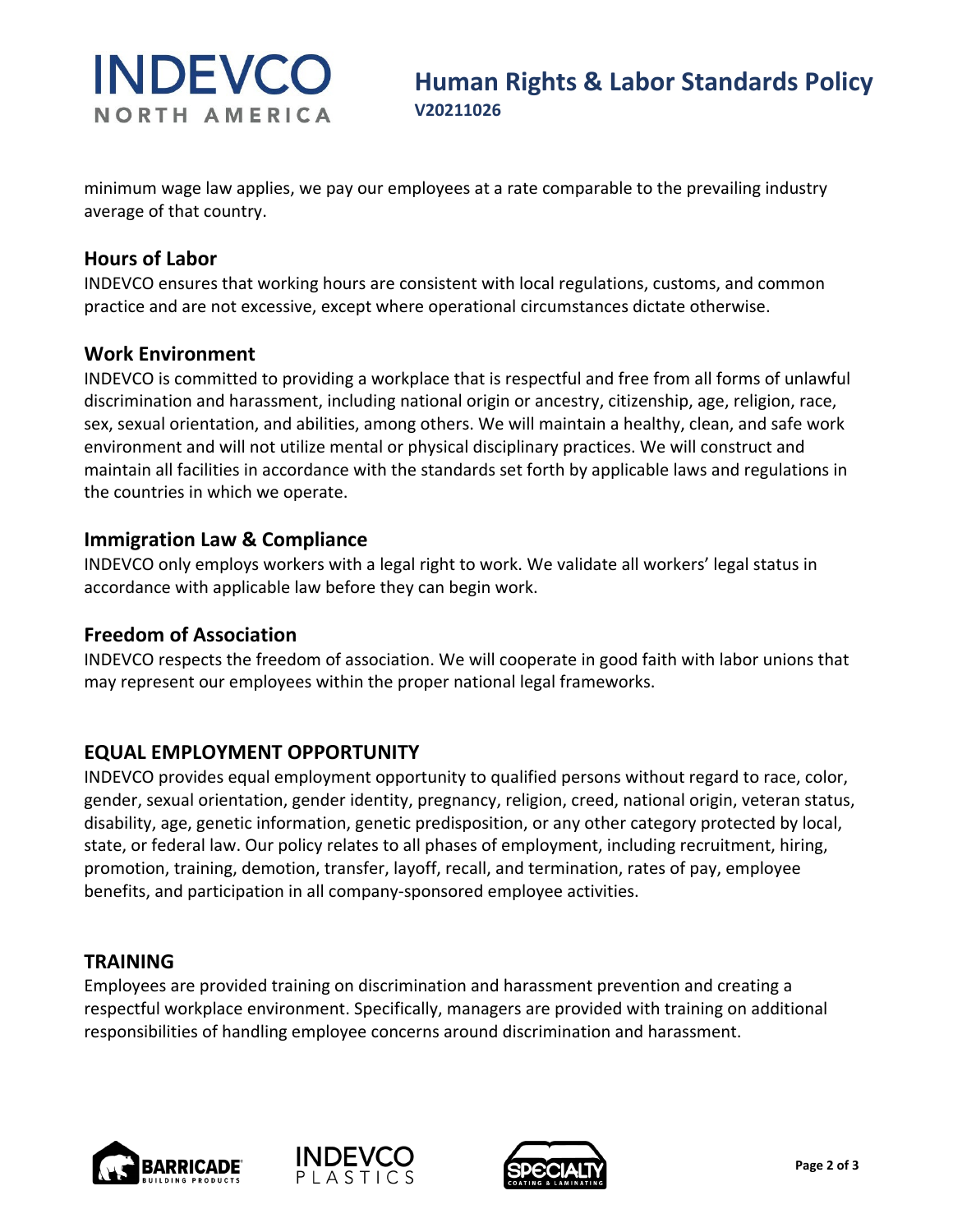minimum wage law applies, we pay our employees at a rate comparable to the prevailing industry average of that country.

### Hours of Labor

INDEVCO ensures that working hours are consistent with local regulations, customs, and common practice and are not excessive, except where operational circumstances dictate otherwise.

### Work Environment

INDEVCO is committed to providing a workplace that is respectful and free from all forms of unlawful discrimination and harassment, including national origin or ancestry, citizenship, age, religion, race, sex, sexual orientation, and abilities, among others. We will maintain a healthy, clean, and safe work environment and will not utilize mental or physical disciplinary practices. We will construct and maintain all facilities in accordance with the standards set forth by applicable laws and regulations in the countries in which we operate.

### Immigration Law & Compliance

INDEVCO only employs workers with a legal right to work. We validate all workers' legal status in accordance with applicable law before they can begin work.

### Freedom of Association

INDEVCO respects the freedom of association. We will cooperate in good faith with labor unions that may represent our employees within the proper national legal frameworks.

## EQUAL EMPLOYMENT OPPORTUNITY

INDEVCO provides equal employment opportunity to qualified persons without regard to race, color, gender, sexual orientation, gender identity, pregnancy, religion, creed, national origin, veteran status, disability, age, genetic information, genetic predisposition, or any other category protected by local, state, or federal law. Our policy relates to all phases of employment, including recruitment, hiring, promotion, training, demotion, transfer, layoff, recall, and termination, rates of pay, employee benefits, and participation in all company-sponsored employee activities.

## TRAINING

Employees are provided training on discrimination and harassment prevention and creating a respectful workplace environment. Specifically, managers are provided with training on additional responsibilities of handling employee concerns around discrimination and harassment.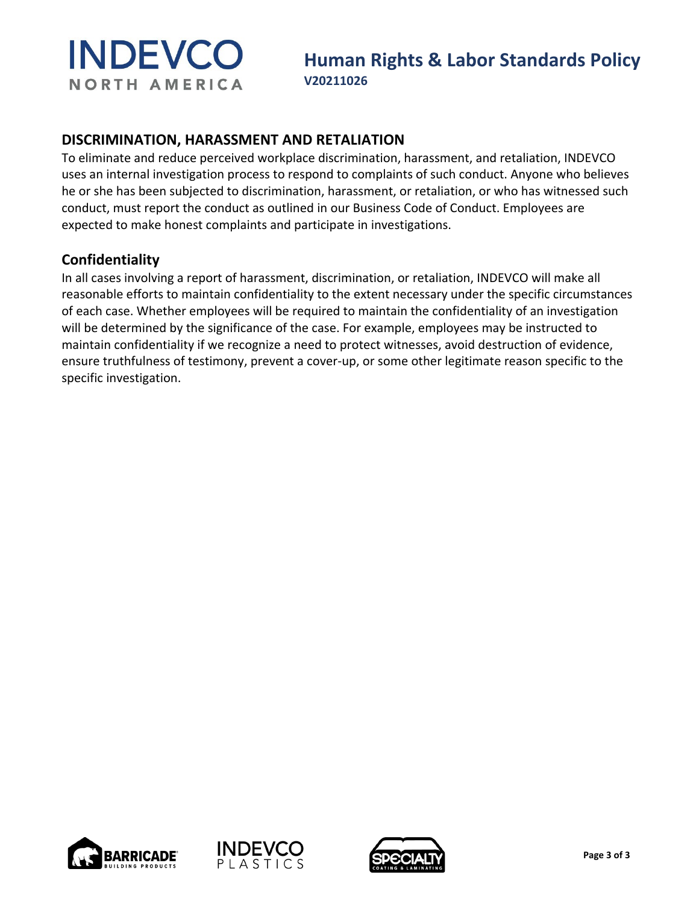## DISCRIMINATION, HARASSMENT AND RETALIATION

To eliminate and reduce perceived workplace discrimination, harassment, and retaliation, INDEVCO uses an internal investigation process to respond to complaints of such conduct. Anyone who believes he or she has been subjected to discrimination, harassment, or retaliation, or who has witnessed such conduct, must report the conduct as outlined in our Business Code of Conduct. Employees are expected to make honest complaints and participate in investigations.

### Confidentiality

In all cases involving a report of harassment, discrimination, or retaliation, INDEVCO will make all reasonable efforts to maintain confidentiality to the extent necessary under the specific circumstances of each case. Whether employees will be required to maintain the confidentiality of an investigation will be determined by the significance of the case. For example, employees may be instructed to maintain confidentiality if we recognize a need to protect witnesses, avoid destruction of evidence, ensure truthfulness of testimony, prevent a cover-up, or some other legitimate reason specific to the specific investigation.